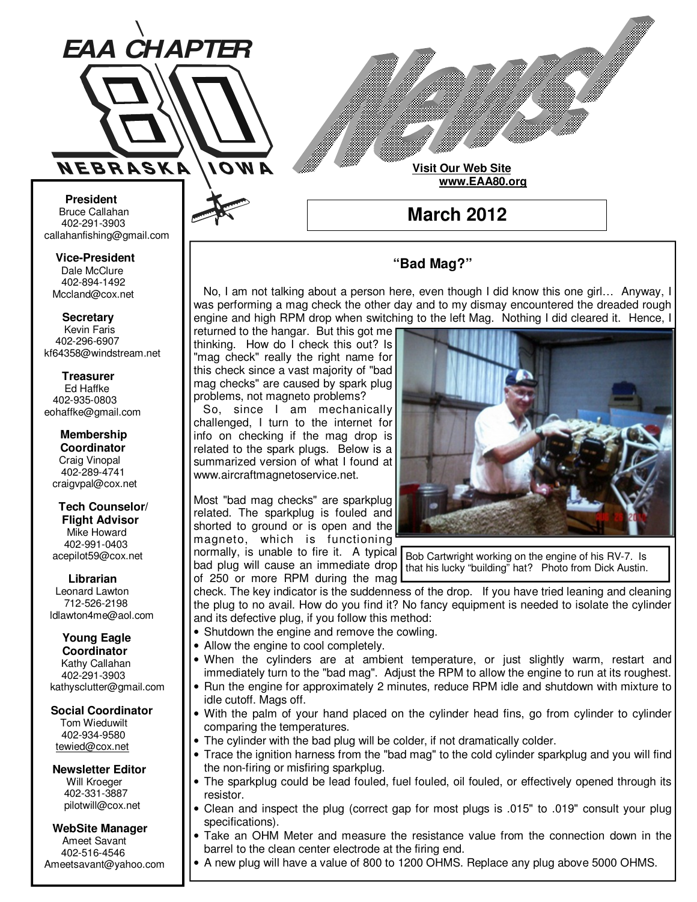# EAA CHAPTER 80

NEBRASKA IOWA

# News!

**Visit Our Web Site**
**www.EAA80.org**

## March 2012

**President**
Bruce Callahan
402-291-3903
callahanfishing@gmail.com

**Vice-President**
Dale McClure
402-894-1492
Mccland@cox.net

**Secretary**
Kevin Faris
402-296-6907
kf64358@windstream.net

**Treasurer**
Ed Haffke
402-935-0803
eohaffke@gmail.com

**Membership Coordinator**
Craig Vinopal
402-289-4741
craigvpal@cox.net

**Tech Counselor/ Flight Advisor**
Mike Howard
402-991-0403
acepilot59@cox.net

**Librarian**
Leonard Lawton
712-526-2198
ldlawton4me@aol.com

**Young Eagle Coordinator**
Kathy Callahan
402-291-3903
kathysclutter@gmail.com

**Social Coordinator**
Tom Wieduwilt
402-934-9580
tewied@cox.net

**Newsletter Editor**
Will Kroeger
402-331-3887
pilotwill@cox.net

**WebSite Manager**
Ameet Savant
402-516-4546
Ameetsavant@yahoo.com

### "Bad Mag?"

No, I am not talking about a person here, even though I did know this one girl… Anyway, I was performing a mag check the other day and to my dismay encountered the dreaded rough engine and high RPM drop when switching to the left Mag. Nothing I did cleared it. Hence, I returned to the hangar. But this got me thinking. How do I check this out? Is "mag check" really the right name for this check since a vast majority of "bad mag checks" are caused by spark plug problems, not magneto problems?

So, since I am mechanically challenged, I turn to the internet for info on checking if the mag drop is related to the spark plugs. Below is a summarized version of what I found at www.aircraftmagnetoservice.net.

Bob Cartwright working on the engine of his RV-7. Is that his lucky "building" hat? Photo from Dick Austin.

Most "bad mag checks" are sparkplug related. The sparkplug is fouled and shorted to ground or is open and the magneto, which is functioning normally, is unable to fire it. A typical bad plug will cause an immediate drop of 250 or more RPM during the mag check. The key indicator is the suddenness of the drop. If you have tried leaning and cleaning the plug to no avail. How do you find it? No fancy equipment is needed to isolate the cylinder and its defective plug, if you follow this method:

- Shutdown the engine and remove the cowling.
- Allow the engine to cool completely.
- When the cylinders are at ambient temperature, or just slightly warm, restart and immediately turn to the "bad mag". Adjust the RPM to allow the engine to run at its roughest.
- Run the engine for approximately 2 minutes, reduce RPM idle and shutdown with mixture to idle cutoff. Mags off.
- With the palm of your hand placed on the cylinder head fins, go from cylinder to cylinder comparing the temperatures.
- The cylinder with the bad plug will be colder, if not dramatically colder.
- Trace the ignition harness from the "bad mag" to the cold cylinder sparkplug and you will find the non-firing or misfiring sparkplug.
- The sparkplug could be lead fouled, fuel fouled, oil fouled, or effectively opened through its resistor.
- Clean and inspect the plug (correct gap for most plugs is .015" to .019" consult your plug specifications).
- Take an OHM Meter and measure the resistance value from the connection down in the barrel to the clean center electrode at the firing end.
- A new plug will have a value of 800 to 1200 OHMS. Replace any plug above 5000 OHMS.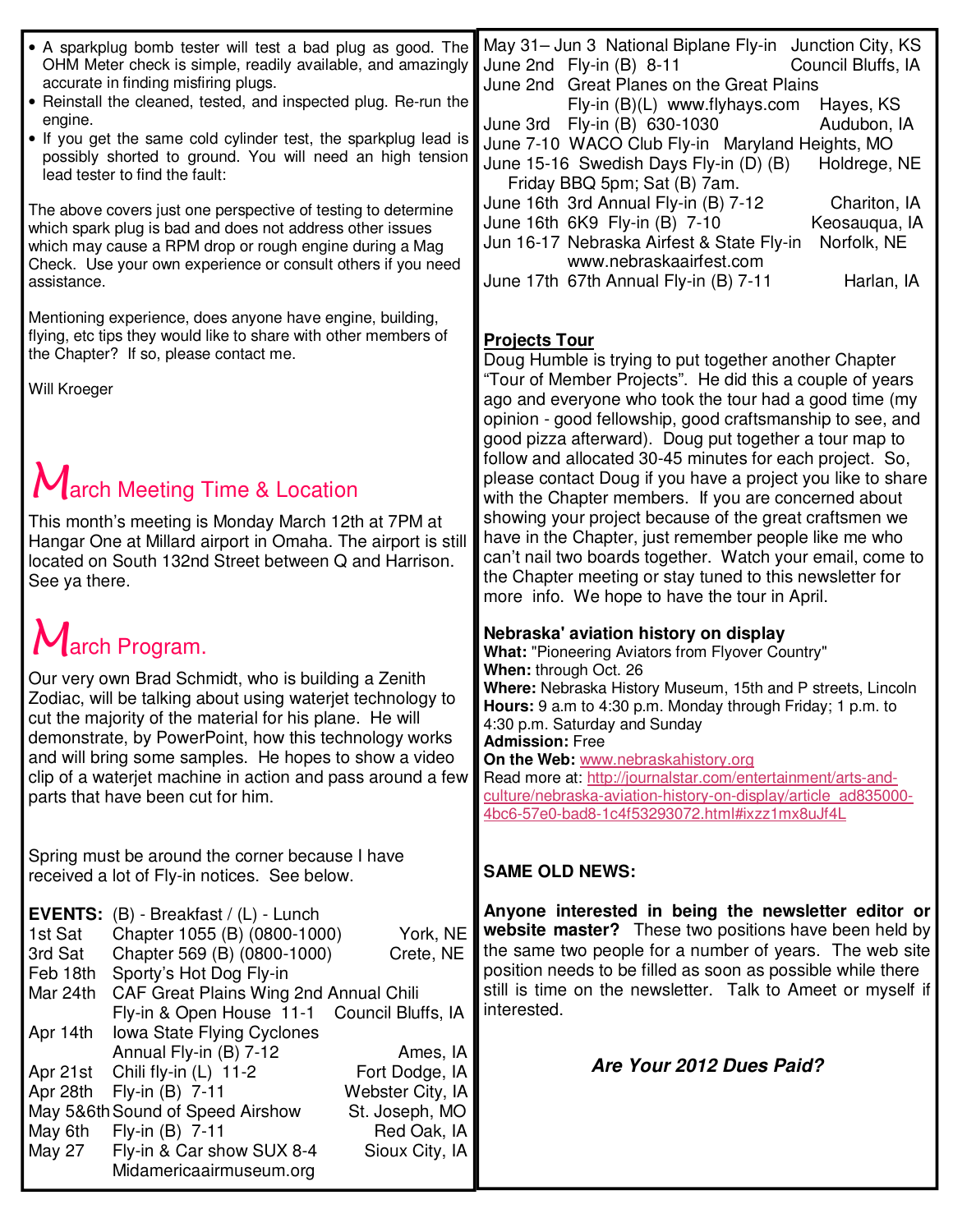- A sparkplug bomb tester will test a bad plug as good. The OHM Meter check is simple, readily available, and amazingly accurate in finding misfiring plugs.
- Reinstall the cleaned, tested, and inspected plug. Re-run the engine.
- If you get the same cold cylinder test, the sparkplug lead is possibly shorted to ground. You will need an high tension lead tester to find the fault:

The above covers just one perspective of testing to determine which spark plug is bad and does not address other issues which may cause a RPM drop or rough engine during a Mag Check. Use your own experience or consult others if you need assistance.

Mentioning experience, does anyone have engine, building, flying, etc tips they would like to share with other members of the Chapter? If so, please contact me.

Will Kroeger

## March Meeting Time & Location

This month's meeting is Monday March 12th at 7PM at Hangar One at Millard airport in Omaha. The airport is still located on South 132nd Street between Q and Harrison. See ya there.

## March Program.

Our very own Brad Schmidt, who is building a Zenith Zodiac, will be talking about using waterjet technology to cut the majority of the material for his plane. He will demonstrate, by PowerPoint, how this technology works and will bring some samples. He hopes to show a video clip of a waterjet machine in action and pass around a few parts that have been cut for him.

Spring must be around the corner because I have received a lot of Fly-in notices. See below.

**EVENTS:** (B) - Breakfast / (L) - Lunch

| Date | Event | Location |
|---|---|---|
| 1st Sat | Chapter 1055 (B) (0800-1000) | York, NE |
| 3rd Sat | Chapter 569 (B) (0800-1000) | Crete, NE |
| Feb 18th | Sporty's Hot Dog Fly-in | |
| Mar 24th | CAF Great Plains Wing 2nd Annual Chili Fly-in & Open House 11-1 | Council Bluffs, IA |
| Apr 14th | Iowa State Flying Cyclones Annual Fly-in (B) 7-12 | Ames, IA |
| Apr 21st | Chili fly-in (L) 11-2 | Fort Dodge, IA |
| Apr 28th | Fly-in (B) 7-11 | Webster City, IA |
| May 5&6th | Sound of Speed Airshow | St. Joseph, MO |
| May 6th | Fly-in (B) 7-11 | Red Oak, IA |
| May 27 | Fly-in & Car show SUX 8-4 Midamericaairmuseum.org | Sioux City, IA |
| May 31– Jun 3 | National Biplane Fly-in | Junction City, KS |
| June 2nd | Fly-in (B) 8-11 | Council Bluffs, IA |
| June 2nd | Great Planes on the Great Plains Fly-in (B)(L) www.flyhays.com | Hayes, KS |
| June 3rd | Fly-in (B) 630-1030 | Audubon, IA |
| June 7-10 | WACO Club Fly-in | Maryland Heights, MO |
| June 15-16 | Swedish Days Fly-in (D) (B) Friday BBQ 5pm; Sat (B) 7am. | Holdrege, NE |
| June 16th | 3rd Annual Fly-in (B) 7-12 | Chariton, IA |
| June 16th | 6K9 Fly-in (B) 7-10 | Keosauqua, IA |
| Jun 16-17 | Nebraska Airfest & State Fly-in www.nebraskaairfest.com | Norfolk, NE |
| June 17th | 67th Annual Fly-in (B) 7-11 | Harlan, IA |

## Projects Tour

Doug Humble is trying to put together another Chapter "Tour of Member Projects". He did this a couple of years ago and everyone who took the tour had a good time (my opinion - good fellowship, good craftsmanship to see, and good pizza afterward). Doug put together a tour map to follow and allocated 30-45 minutes for each project. So, please contact Doug if you have a project you like to share with the Chapter members. If you are concerned about showing your project because of the great craftsmen we have in the Chapter, just remember people like me who can't nail two boards together. Watch your email, come to the Chapter meeting or stay tuned to this newsletter for more info. We hope to have the tour in April.

### Nebraska' aviation history on display

**What:** "Pioneering Aviators from Flyover Country"
**When:** through Oct. 26
**Where:** Nebraska History Museum, 15th and P streets, Lincoln
**Hours:** 9 a.m to 4:30 p.m. Monday through Friday; 1 p.m. to 4:30 p.m. Saturday and Sunday
**Admission:** Free
**On the Web:** www.nebraskahistory.org
Read more at: http://journalstar.com/entertainment/arts-and-culture/nebraska-aviation-history-on-display/article_ad835000-4bc6-57e0-bad8-1c4f53293072.html#ixzz1mx8uJf4L

**SAME OLD NEWS:**

**Anyone interested in being the newsletter editor or website master?** These two positions have been held by the same two people for a number of years. The web site position needs to be filled as soon as possible while there still is time on the newsletter. Talk to Ameet or myself if interested.

***Are Your 2012 Dues Paid?***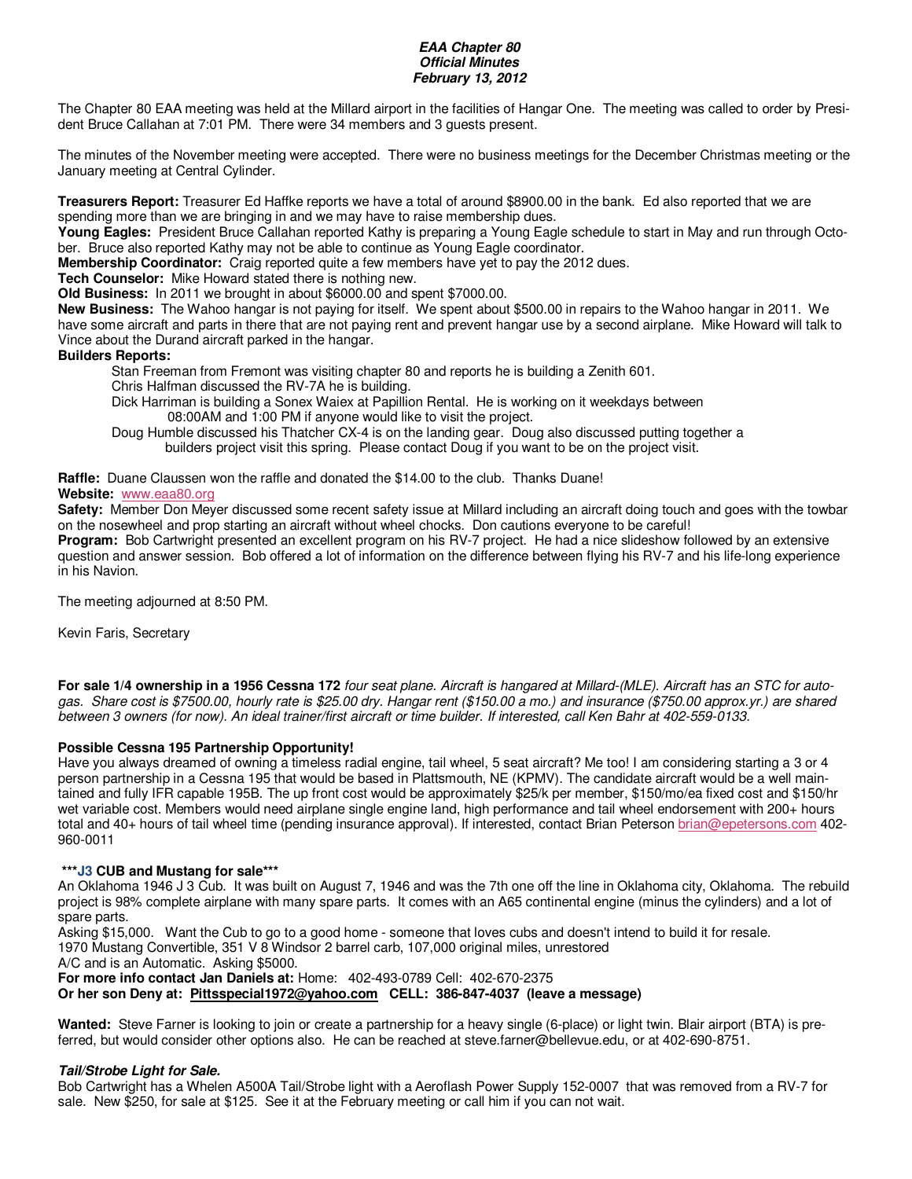***EAA Chapter 80***
***Official Minutes***
***February 13, 2012***

The Chapter 80 EAA meeting was held at the Millard airport in the facilities of Hangar One. The meeting was called to order by President Bruce Callahan at 7:01 PM. There were 34 members and 3 guests present.

The minutes of the November meeting were accepted. There were no business meetings for the December Christmas meeting or the January meeting at Central Cylinder.

**Treasurers Report:** Treasurer Ed Haffke reports we have a total of around $8900.00 in the bank. Ed also reported that we are spending more than we are bringing in and we may have to raise membership dues.
**Young Eagles:** President Bruce Callahan reported Kathy is preparing a Young Eagle schedule to start in May and run through October. Bruce also reported Kathy may not be able to continue as Young Eagle coordinator.
**Membership Coordinator:** Craig reported quite a few members have yet to pay the 2012 dues.
**Tech Counselor:** Mike Howard stated there is nothing new.
**Old Business:** In 2011 we brought in about $6000.00 and spent $7000.00.
**New Business:** The Wahoo hangar is not paying for itself. We spent about $500.00 in repairs to the Wahoo hangar in 2011. We have some aircraft and parts in there that are not paying rent and prevent hangar use by a second airplane. Mike Howard will talk to Vince about the Durand aircraft parked in the hangar.
**Builders Reports:**

Stan Freeman from Fremont was visiting chapter 80 and reports he is building a Zenith 601.
Chris Halfman discussed the RV-7A he is building.
Dick Harriman is building a Sonex Waiex at Papillion Rental. He is working on it weekdays between 08:00AM and 1:00 PM if anyone would like to visit the project.
Doug Humble discussed his Thatcher CX-4 is on the landing gear. Doug also discussed putting together a builders project visit this spring. Please contact Doug if you want to be on the project visit.

**Raffle:** Duane Claussen won the raffle and donated the $14.00 to the club. Thanks Duane!
**Website:** www.eaa80.org
**Safety:** Member Don Meyer discussed some recent safety issue at Millard including an aircraft doing touch and goes with the towbar on the nosewheel and prop starting an aircraft without wheel chocks. Don cautions everyone to be careful!
**Program:** Bob Cartwright presented an excellent program on his RV-7 project. He had a nice slideshow followed by an extensive question and answer session. Bob offered a lot of information on the difference between flying his RV-7 and his life-long experience in his Navion.

The meeting adjourned at 8:50 PM.

Kevin Faris, Secretary

**For sale 1/4 ownership in a 1956 Cessna 172** *four seat plane. Aircraft is hangared at Millard-(MLE). Aircraft has an STC for autogas. Share cost is $7500.00, hourly rate is $25.00 dry. Hangar rent ($150.00 a mo.) and insurance ($750.00 approx.yr.) are shared between 3 owners (for now). An ideal trainer/first aircraft or time builder. If interested, call Ken Bahr at 402-559-0133.*

**Possible Cessna 195 Partnership Opportunity!**
Have you always dreamed of owning a timeless radial engine, tail wheel, 5 seat aircraft? Me too! I am considering starting a 3 or 4 person partnership in a Cessna 195 that would be based in Plattsmouth, NE (KPMV). The candidate aircraft would be a well maintained and fully IFR capable 195B. The up front cost would be approximately $25/k per member, $150/mo/ea fixed cost and $150/hr wet variable cost. Members would need airplane single engine land, high performance and tail wheel endorsement with 200+ hours total and 40+ hours of tail wheel time (pending insurance approval). If interested, contact Brian Peterson brian@epetersons.com 402-960-0011

**\*\*\*J3 CUB and Mustang for sale\*\*\***
An Oklahoma 1946 J 3 Cub. It was built on August 7, 1946 and was the 7th one off the line in Oklahoma city, Oklahoma. The rebuild project is 98% complete airplane with many spare parts. It comes with an A65 continental engine (minus the cylinders) and a lot of spare parts.
Asking $15,000. Want the Cub to go to a good home - someone that loves cubs and doesn't intend to build it for resale.
1970 Mustang Convertible, 351 V 8 Windsor 2 barrel carb, 107,000 original miles, unrestored
A/C and is an Automatic. Asking $5000.
**For more info contact Jan Daniels at:** Home: 402-493-0789 Cell: 402-670-2375
**Or her son Deny at: Pittsspecial1972@yahoo.com CELL: 386-847-4037 (leave a message)**

**Wanted:** Steve Farner is looking to join or create a partnership for a heavy single (6-place) or light twin. Blair airport (BTA) is preferred, but would consider other options also. He can be reached at steve.farner@bellevue.edu, or at 402-690-8751.

***Tail/Strobe Light for Sale.***
Bob Cartwright has a Whelen A500A Tail/Strobe light with a Aeroflash Power Supply 152-0007 that was removed from a RV-7 for sale. New $250, for sale at $125. See it at the February meeting or call him if you can not wait.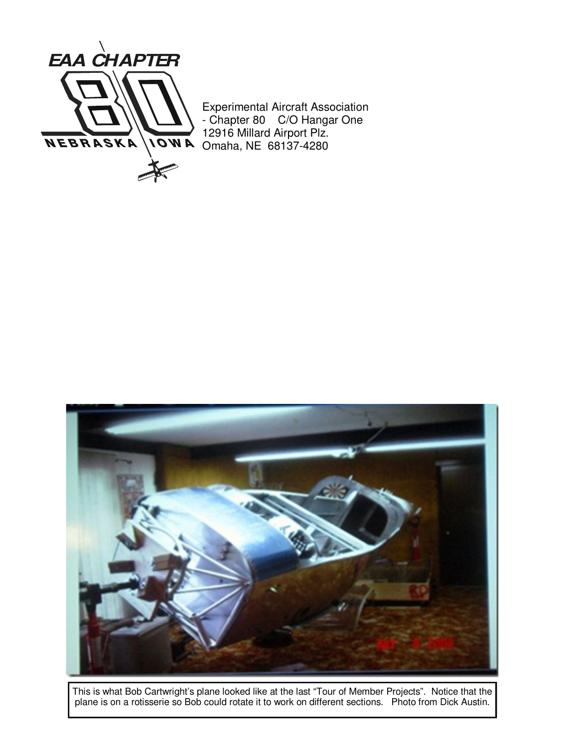EAA CHAPTER 80 NEBRASKA IOWA

Experimental Aircraft Association
- Chapter 80 C/O Hangar One
12916 Millard Airport Plz.
Omaha, NE 68137-4280

This is what Bob Cartwright's plane looked like at the last "Tour of Member Projects". Notice that the plane is on a rotisserie so Bob could rotate it to work on different sections. Photo from Dick Austin.